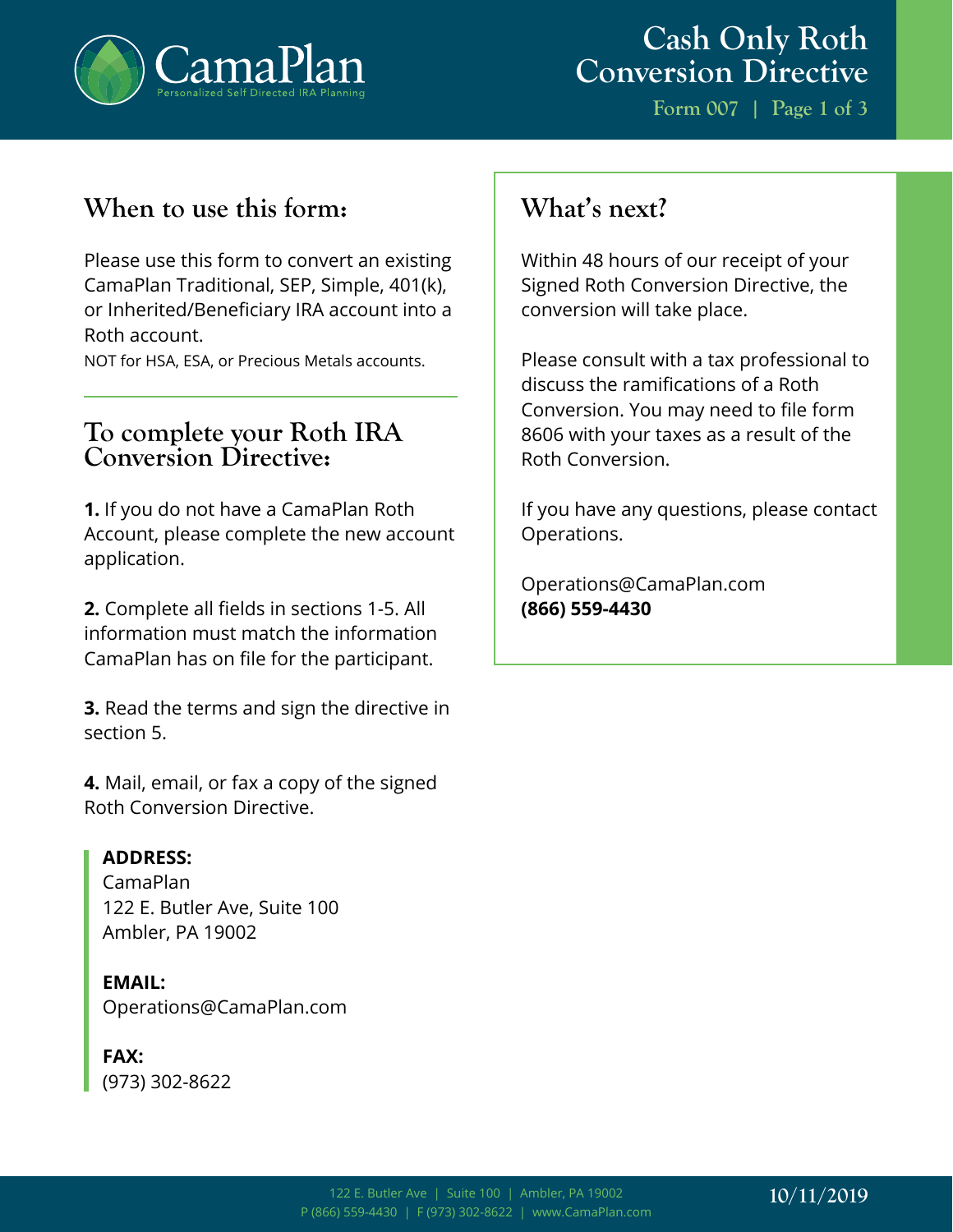# Cash Only Roth Conversion Directive

Form 007

CamaPlan — Personalized Self Directed IRA Planning

## When to use this form:

Please use this form to convert an existing CamaPlan Traditional, SEP, Simple, 401(k), or Inherited/Beneficiary IRA account into a Roth account.

NOT for HSA, ESA, or Precious Metals accounts.

## To complete your Roth IRA Conversion Directive:

**1.** If you do not have a CamaPlan Roth Account, please complete the new account application.

**2.** Complete all fields in sections 1-5. All information must match the information CamaPlan has on file for the participant.

**3.** Read the terms and sign the directive in section 5.

**4.** Mail, email, or fax a copy of the signed Roth Conversion Directive.

**ADDRESS:**
CamaPlan
122 E. Butler Ave, Suite 100
Ambler, PA 19002

**EMAIL:**
Operations@CamaPlan.com

**FAX:**
(973) 302-8622

## What's next?

Within 48 hours of our receipt of your Signed Roth Conversion Directive, the conversion will take place.

Please consult with a tax professional to discuss the ramifications of a Roth Conversion. You may need to file form 8606 with your taxes as a result of the Roth Conversion.

If you have any questions, please contact Operations.

Operations@CamaPlan.com
**(866) 559-4430**

10/11/2019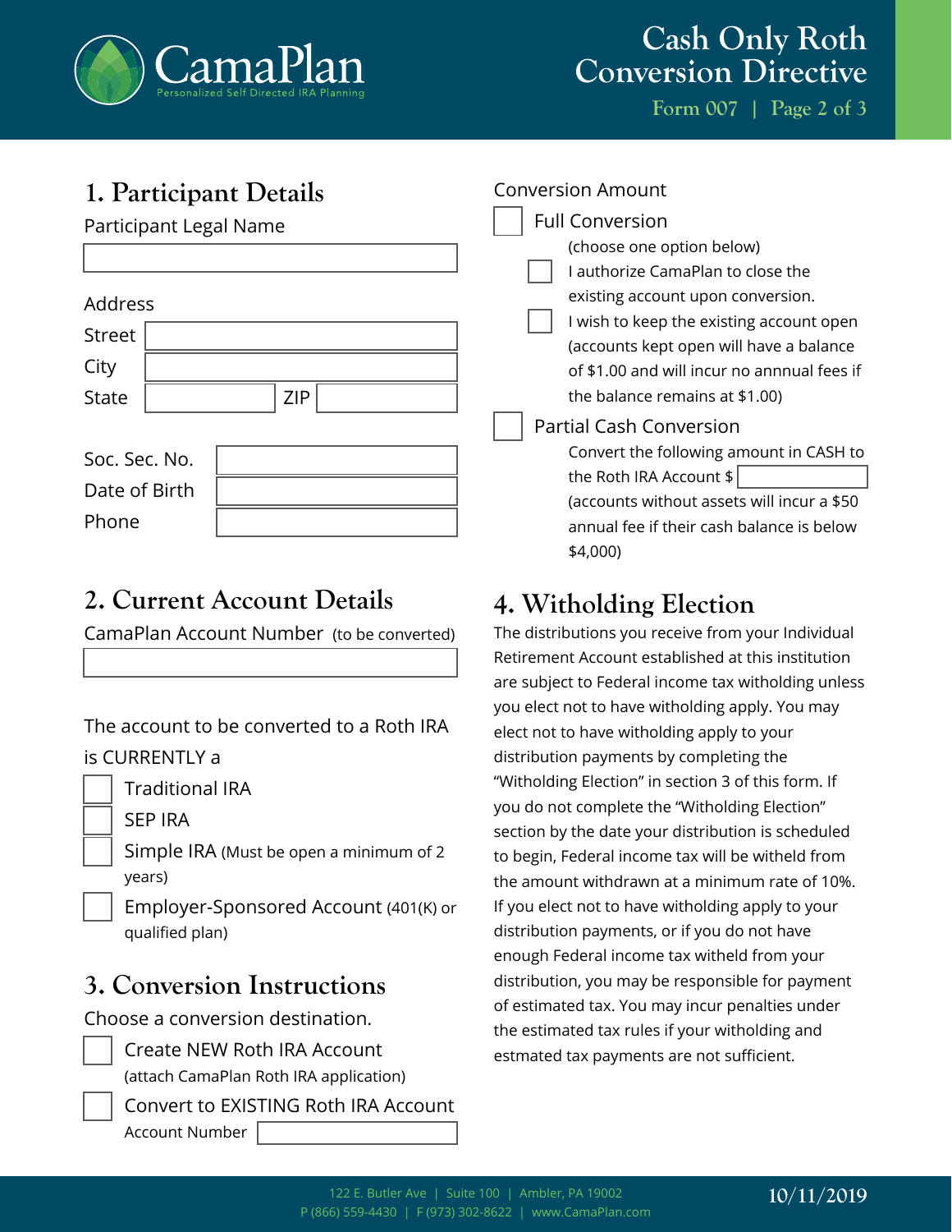# Cash Only Roth Conversion Directive

Form 007

## 1. Participant Details

Participant Legal Name

Address

Street

City

State                ZIP

Soc. Sec. No.

Date of Birth

Phone

## 2. Current Account Details

CamaPlan Account Number (to be converted)

The account to be converted to a Roth IRA is CURRENTLY a

- ☐ Traditional IRA
- ☐ SEP IRA
- ☐ Simple IRA (Must be open a minimum of 2 years)
- ☐ Employer-Sponsored Account (401(K) or qualified plan)

## 3. Conversion Instructions

Choose a conversion destination.

- ☐ Create NEW Roth IRA Account (attach CamaPlan Roth IRA application)
- ☐ Convert to EXISTING Roth IRA Account
  Account Number

Conversion Amount

- ☐ Full Conversion
  (choose one option below)
  - ☐ I authorize CamaPlan to close the existing account upon conversion.
  - ☐ I wish to keep the existing account open (accounts kept open will have a balance of $1.00 and will incur no annnual fees if the balance remains at $1.00)
- ☐ Partial Cash Conversion
  Convert the following amount in CASH to the Roth IRA Account $
  (accounts without assets will incur a $50 annual fee if their cash balance is below $4,000)

## 4. Witholding Election

The distributions you receive from your Individual Retirement Account established at this institution are subject to Federal income tax witholding unless you elect not to have witholding apply. You may elect not to have witholding apply to your distribution payments by completing the "Witholding Election" in section 3 of this form. If you do not complete the "Witholding Election" section by the date your distribution is scheduled to begin, Federal income tax will be witheld from the amount withdrawn at a minimum rate of 10%. If you elect not to have witholding apply to your distribution payments, or if you do not have enough Federal income tax witheld from your distribution, you may be responsible for payment of estimated tax. You may incur penalties under the estimated tax rules if your witholding and estmated tax payments are not sufficient.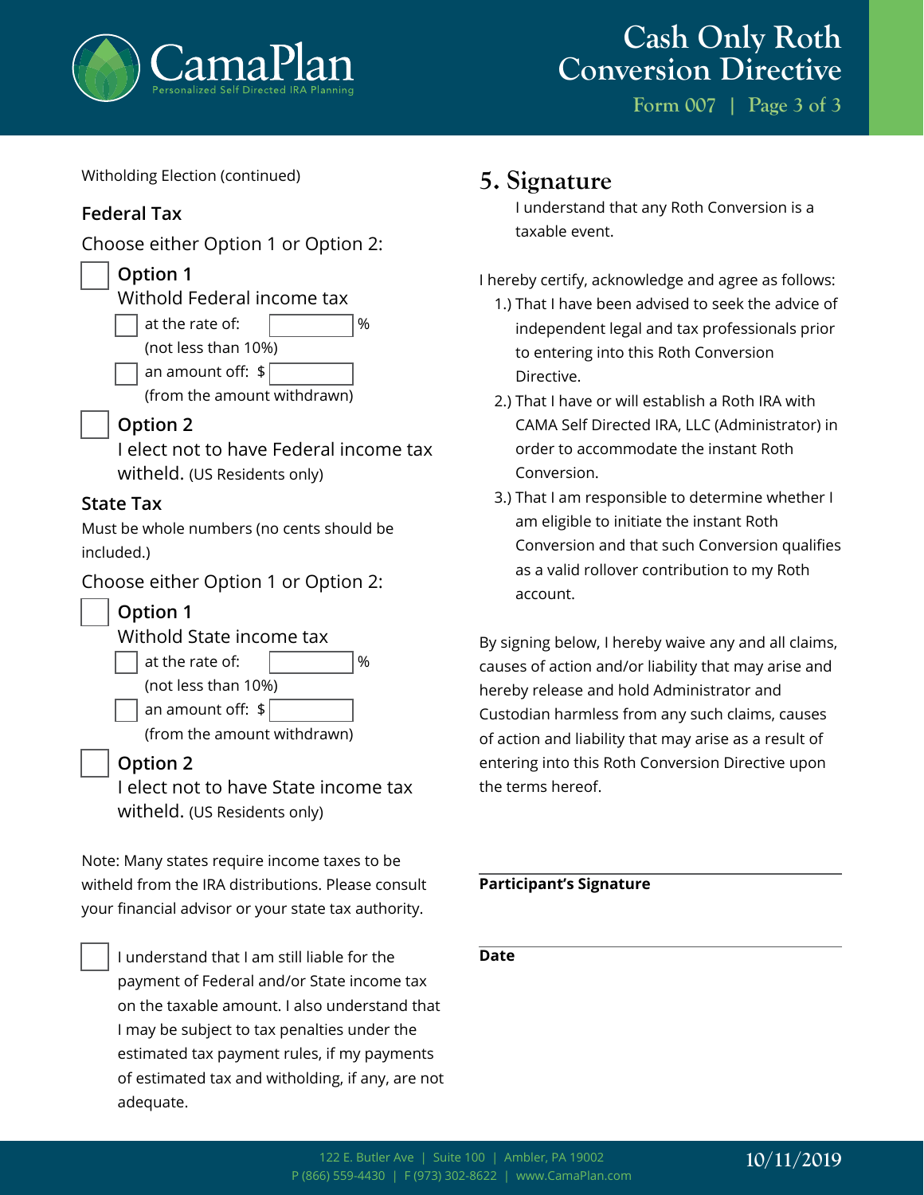Witholding Election (continued)

### Federal Tax

Choose either Option 1 or Option 2:

☐ **Option 1**
Withold Federal income tax

- ☐ at the rate of: ______ %
  (not less than 10%)
- ☐ an amount off: $ ______
  (from the amount withdrawn)

☐ **Option 2**
I elect not to have Federal income tax witheld. (US Residents only)

### State Tax

Must be whole numbers (no cents should be included.)

Choose either Option 1 or Option 2:

☐ **Option 1**
Withold State income tax

- ☐ at the rate of: ______ %
  (not less than 10%)
- ☐ an amount off: $ ______
  (from the amount withdrawn)

☐ **Option 2**
I elect not to have State income tax witheld. (US Residents only)

Note: Many states require income taxes to be witheld from the IRA distributions. Please consult your financial advisor or your state tax authority.

☐ I understand that I am still liable for the payment of Federal and/or State income tax on the taxable amount. I also understand that I may be subject to tax penalties under the estimated tax payment rules, if my payments of estimated tax and witholding, if any, are not adequate.

## 5. Signature

I understand that any Roth Conversion is a taxable event.

I hereby certify, acknowledge and agree as follows:

1.) That I have been advised to seek the advice of independent legal and tax professionals prior to entering into this Roth Conversion Directive.

2.) That I have or will establish a Roth IRA with CAMA Self Directed IRA, LLC (Administrator) in order to accommodate the instant Roth Conversion.

3.) That I am responsible to determine whether I am eligible to initiate the instant Roth Conversion and that such Conversion qualifies as a valid rollover contribution to my Roth account.

By signing below, I hereby waive any and all claims, causes of action and/or liability that may arise and hereby release and hold Administrator and Custodian harmless from any such claims, causes of action and liability that may arise as a result of entering into this Roth Conversion Directive upon the terms hereof.

______________________________
**Participant's Signature**

______________________________
**Date**